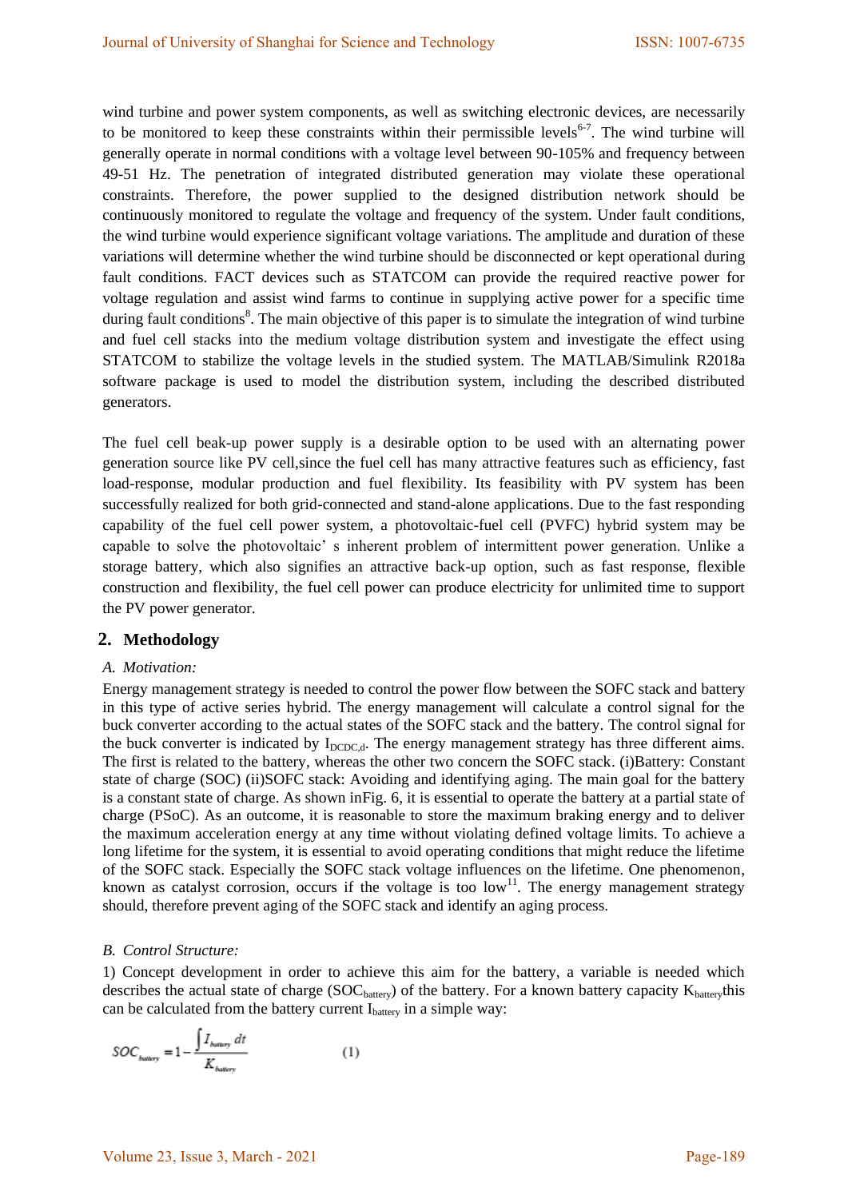wind turbine and power system components, as well as switching electronic devices, are necessarily to be monitored to keep these constraints within their permissible levels[6-7]. The wind turbine will generally operate in normal conditions with a voltage level between 90-105% and frequency between 49-51 Hz. The penetration of integrated distributed generation may violate these operational constraints. Therefore, the power supplied to the designed distribution network should be continuously monitored to regulate the voltage and frequency of the system. Under fault conditions, the wind turbine would experience significant voltage variations. The amplitude and duration of these variations will determine whether the wind turbine should be disconnected or kept operational during fault conditions. FACT devices such as STATCOM can provide the required reactive power for voltage regulation and assist wind farms to continue in supplying active power for a specific time during fault conditions[8]. The main objective of this paper is to simulate the integration of wind turbine and fuel cell stacks into the medium voltage distribution system and investigate the effect using STATCOM to stabilize the voltage levels in the studied system. The MATLAB/Simulink R2018a software package is used to model the distribution system, including the described distributed generators.

The fuel cell beak-up power supply is a desirable option to be used with an alternating power generation source like PV cell,since the fuel cell has many attractive features such as efficiency, fast load-response, modular production and fuel flexibility. Its feasibility with PV system has been successfully realized for both grid-connected and stand-alone applications. Due to the fast responding capability of the fuel cell power system, a photovoltaic-fuel cell (PVFC) hybrid system may be capable to solve the photovoltaic' s inherent problem of intermittent power generation. Unlike a storage battery, which also signifies an attractive back-up option, such as fast response, flexible construction and flexibility, the fuel cell power can produce electricity for unlimited time to support the PV power generator.

## 2. Methodology

### *A. Motivation:*

Energy management strategy is needed to control the power flow between the SOFC stack and battery in this type of active series hybrid. The energy management will calculate a control signal for the buck converter according to the actual states of the SOFC stack and the battery. The control signal for the buck converter is indicated by $I_{DCDC,d}$. The energy management strategy has three different aims. The first is related to the battery, whereas the other two concern the SOFC stack. (i)Battery: Constant state of charge (SOC) (ii)SOFC stack: Avoiding and identifying aging. The main goal for the battery is a constant state of charge. As shown inFig. 6, it is essential to operate the battery at a partial state of charge (PSoC). As an outcome, it is reasonable to store the maximum braking energy and to deliver the maximum acceleration energy at any time without violating defined voltage limits. To achieve a long lifetime for the system, it is essential to avoid operating conditions that might reduce the lifetime of the SOFC stack. Especially the SOFC stack voltage influences on the lifetime. One phenomenon, known as catalyst corrosion, occurs if the voltage is too low[11]. The energy management strategy should, therefore prevent aging of the SOFC stack and identify an aging process.

### *B. Control Structure:*

1) Concept development in order to achieve this aim for the battery, a variable is needed which describes the actual state of charge ($SOC_{battery}$) of the battery. For a known battery capacity $K_{battery}$this can be calculated from the battery current $I_{battery}$ in a simple way:

$$SOC_{battery} = 1 - \frac{\int I_{battery}\, dt}{K_{battery}} \qquad (1)$$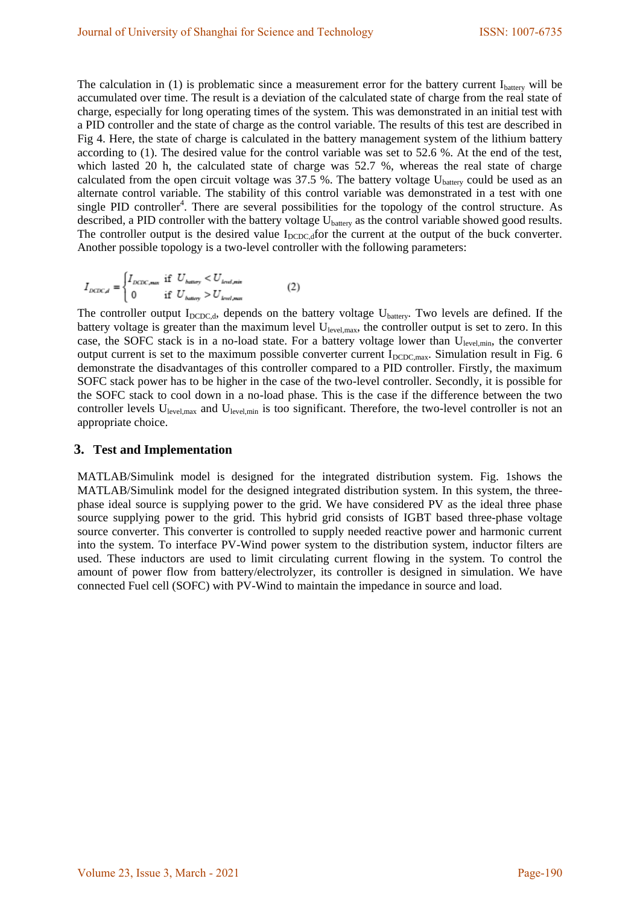The calculation in (1) is problematic since a measurement error for the battery current $I_{battery}$ will be accumulated over time. The result is a deviation of the calculated state of charge from the real state of charge, especially for long operating times of the system. This was demonstrated in an initial test with a PID controller and the state of charge as the control variable. The results of this test are described in Fig 4. Here, the state of charge is calculated in the battery management system of the lithium battery according to (1). The desired value for the control variable was set to 52.6 %. At the end of the test, which lasted 20 h, the calculated state of charge was 52.7 %, whereas the real state of charge calculated from the open circuit voltage was 37.5 %. The battery voltage $U_{battery}$ could be used as an alternate control variable. The stability of this control variable was demonstrated in a test with one single PID controller[4]. There are several possibilities for the topology of the control structure. As described, a PID controller with the battery voltage $U_{battery}$ as the control variable showed good results. The controller output is the desired value $I_{DCDC,d}$for the current at the output of the buck converter. Another possible topology is a two-level controller with the following parameters:

$$I_{DCDC,d} = \begin{cases} I_{DCDC,max} & \text{if } U_{battery} < U_{level,min} \\ 0 & \text{if } U_{battery} > U_{level,max} \end{cases} \quad (2)$$

The controller output $I_{DCDC,d}$, depends on the battery voltage $U_{battery}$. Two levels are defined. If the battery voltage is greater than the maximum level $U_{level,max}$, the controller output is set to zero. In this case, the SOFC stack is in a no-load state. For a battery voltage lower than $U_{level,min}$, the converter output current is set to the maximum possible converter current $I_{DCDC,max}$. Simulation result in Fig. 6 demonstrate the disadvantages of this controller compared to a PID controller. Firstly, the maximum SOFC stack power has to be higher in the case of the two-level controller. Secondly, it is possible for the SOFC stack to cool down in a no-load phase. This is the case if the difference between the two controller levels $U_{level,max}$ and $U_{level,min}$ is too significant. Therefore, the two-level controller is not an appropriate choice.

## 3. Test and Implementation

MATLAB/Simulink model is designed for the integrated distribution system. Fig. 1shows the MATLAB/Simulink model for the designed integrated distribution system. In this system, the three-phase ideal source is supplying power to the grid. We have considered PV as the ideal three phase source supplying power to the grid. This hybrid grid consists of IGBT based three-phase voltage source converter. This converter is controlled to supply needed reactive power and harmonic current into the system. To interface PV-Wind power system to the distribution system, inductor filters are used. These inductors are used to limit circulating current flowing in the system. To control the amount of power flow from battery/electrolyzer, its controller is designed in simulation. We have connected Fuel cell (SOFC) with PV-Wind to maintain the impedance in source and load.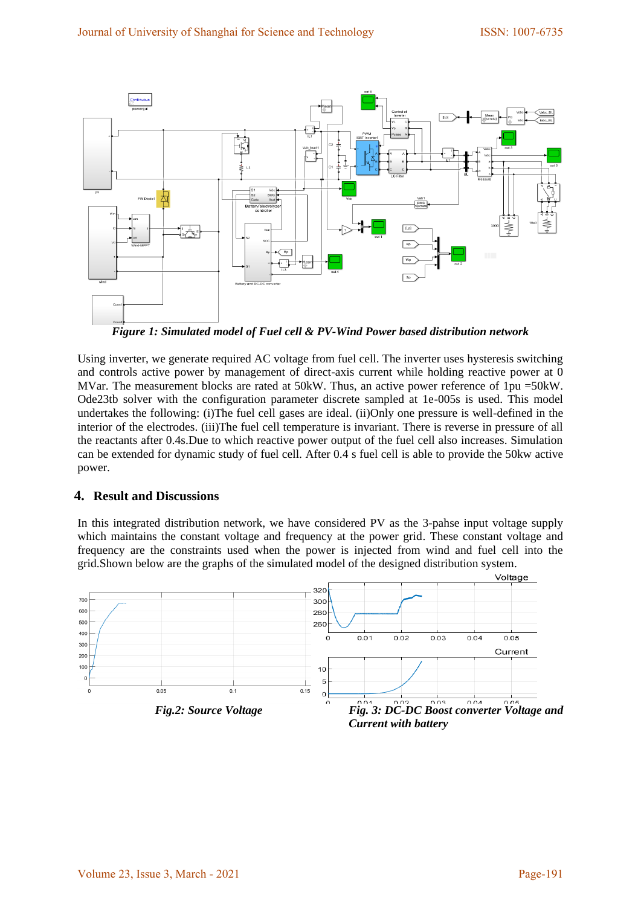*Figure 1: Simulated model of Fuel cell & PV-Wind Power based distribution network*

Using inverter, we generate required AC voltage from fuel cell. The inverter uses hysteresis switching and controls active power by management of direct-axis current while holding reactive power at 0 MVar. The measurement blocks are rated at 50kW. Thus, an active power reference of 1pu =50kW. Ode23tb solver with the configuration parameter discrete sampled at 1e-005s is used. This model undertakes the following: (i)The fuel cell gases are ideal. (ii)Only one pressure is well-defined in the interior of the electrodes. (iii)The fuel cell temperature is invariant. There is reverse in pressure of all the reactants after 0.4s.Due to which reactive power output of the fuel cell also increases. Simulation can be extended for dynamic study of fuel cell. After 0.4 s fuel cell is able to provide the 50kw active power.

## 4. Result and Discussions

In this integrated distribution network, we have considered PV as the 3-pahse input voltage supply which maintains the constant voltage and frequency at the power grid. These constant voltage and frequency are the constraints used when the power is injected from wind and fuel cell into the grid.Shown below are the graphs of the simulated model of the designed distribution system.

*Fig.2: Source Voltage*

*Fig. 3: DC-DC Boost converter Voltage and Current with battery*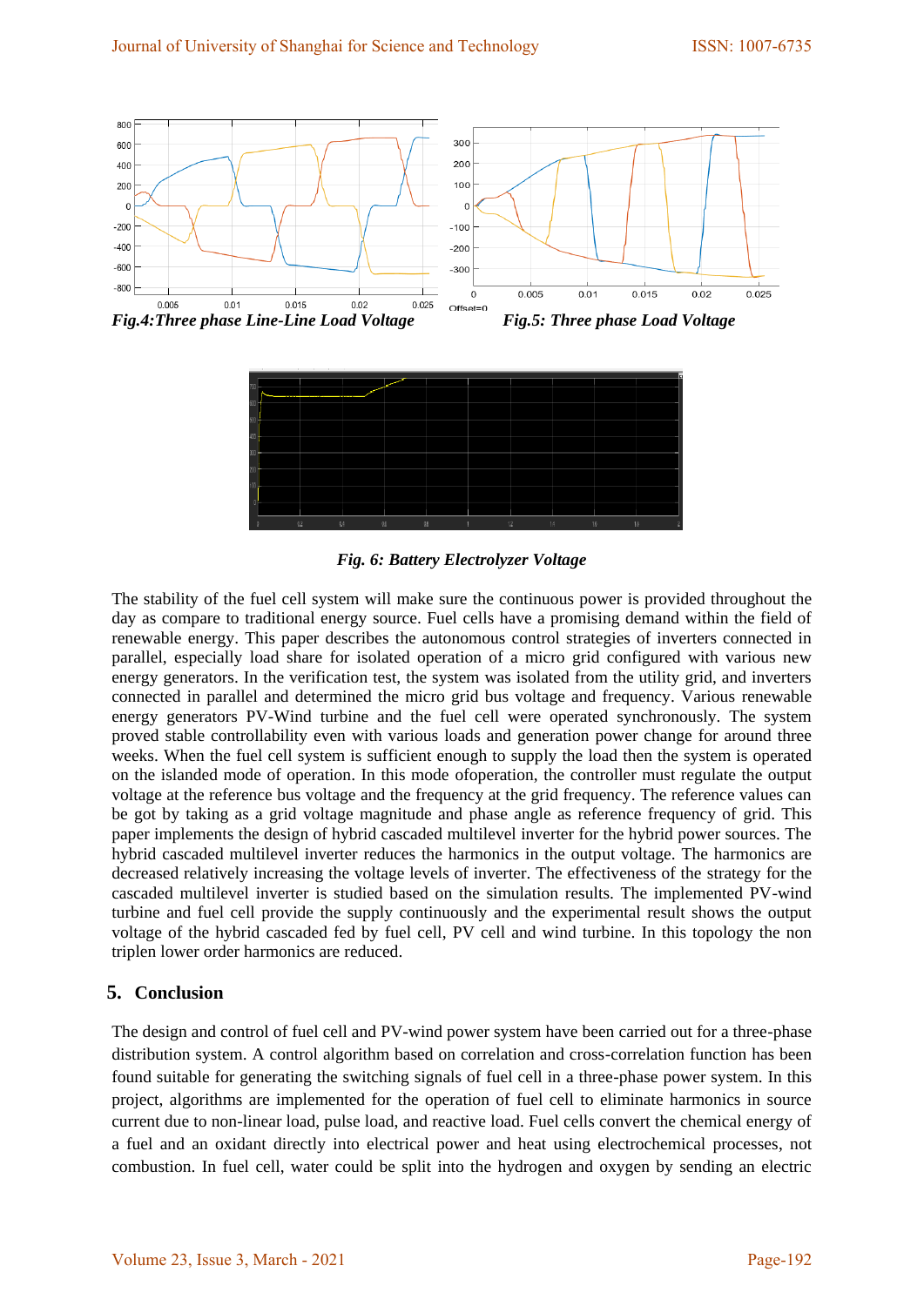*Fig.4:Three phase Line-Line Load Voltage*

*Fig.5: Three phase Load Voltage*

*Fig. 6: Battery Electrolyzer Voltage*

The stability of the fuel cell system will make sure the continuous power is provided throughout the day as compare to traditional energy source. Fuel cells have a promising demand within the field of renewable energy. This paper describes the autonomous control strategies of inverters connected in parallel, especially load share for isolated operation of a micro grid configured with various new energy generators. In the verification test, the system was isolated from the utility grid, and inverters connected in parallel and determined the micro grid bus voltage and frequency. Various renewable energy generators PV-Wind turbine and the fuel cell were operated synchronously. The system proved stable controllability even with various loads and generation power change for around three weeks. When the fuel cell system is sufficient enough to supply the load then the system is operated on the islanded mode of operation. In this mode ofoperation, the controller must regulate the output voltage at the reference bus voltage and the frequency at the grid frequency. The reference values can be got by taking as a grid voltage magnitude and phase angle as reference frequency of grid. This paper implements the design of hybrid cascaded multilevel inverter for the hybrid power sources. The hybrid cascaded multilevel inverter reduces the harmonics in the output voltage. The harmonics are decreased relatively increasing the voltage levels of inverter. The effectiveness of the strategy for the cascaded multilevel inverter is studied based on the simulation results. The implemented PV-wind turbine and fuel cell provide the supply continuously and the experimental result shows the output voltage of the hybrid cascaded fed by fuel cell, PV cell and wind turbine. In this topology the non triplen lower order harmonics are reduced.

## 5. Conclusion

The design and control of fuel cell and PV-wind power system have been carried out for a three-phase distribution system. A control algorithm based on correlation and cross-correlation function has been found suitable for generating the switching signals of fuel cell in a three-phase power system. In this project, algorithms are implemented for the operation of fuel cell to eliminate harmonics in source current due to non-linear load, pulse load, and reactive load. Fuel cells convert the chemical energy of a fuel and an oxidant directly into electrical power and heat using electrochemical processes, not combustion. In fuel cell, water could be split into the hydrogen and oxygen by sending an electric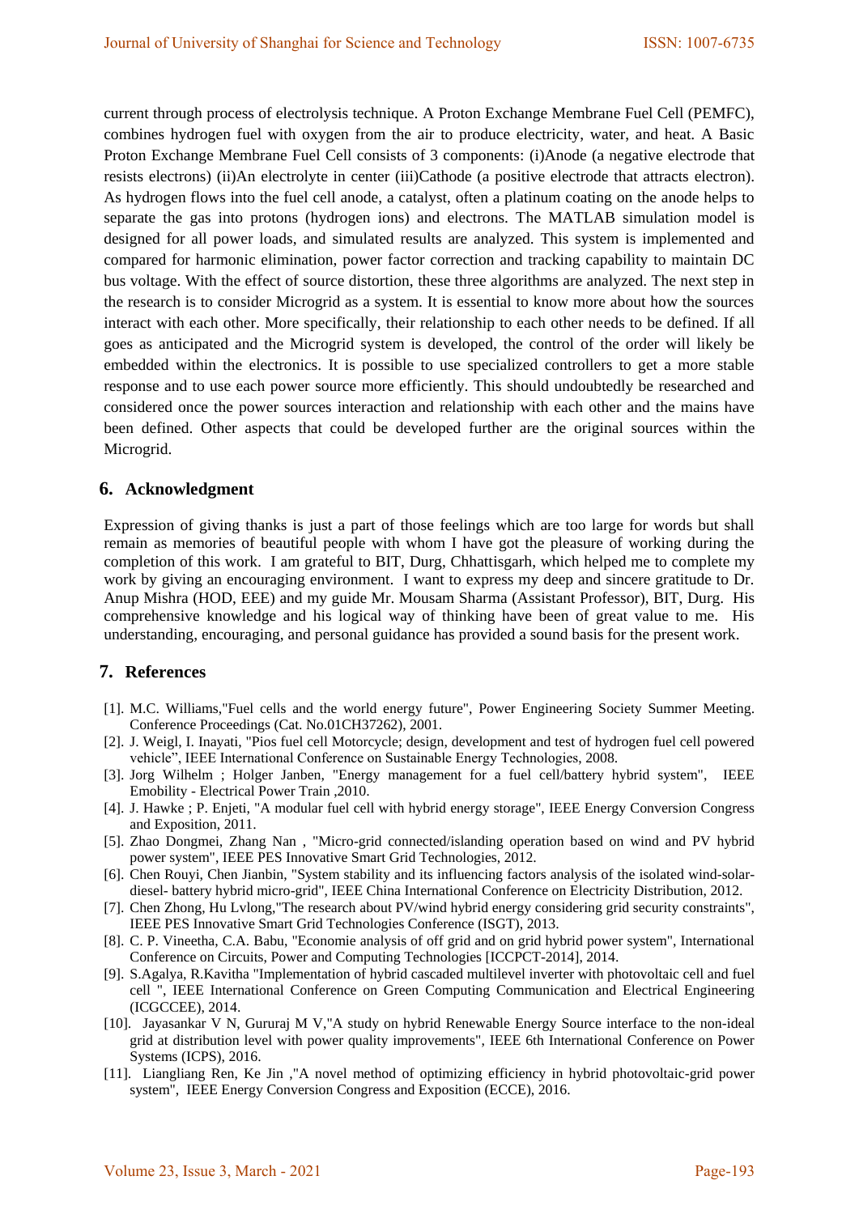current through process of electrolysis technique. A Proton Exchange Membrane Fuel Cell (PEMFC), combines hydrogen fuel with oxygen from the air to produce electricity, water, and heat. A Basic Proton Exchange Membrane Fuel Cell consists of 3 components: (i)Anode (a negative electrode that resists electrons) (ii)An electrolyte in center (iii)Cathode (a positive electrode that attracts electron). As hydrogen flows into the fuel cell anode, a catalyst, often a platinum coating on the anode helps to separate the gas into protons (hydrogen ions) and electrons. The MATLAB simulation model is designed for all power loads, and simulated results are analyzed. This system is implemented and compared for harmonic elimination, power factor correction and tracking capability to maintain DC bus voltage. With the effect of source distortion, these three algorithms are analyzed. The next step in the research is to consider Microgrid as a system. It is essential to know more about how the sources interact with each other. More specifically, their relationship to each other needs to be defined. If all goes as anticipated and the Microgrid system is developed, the control of the order will likely be embedded within the electronics. It is possible to use specialized controllers to get a more stable response and to use each power source more efficiently. This should undoubtedly be researched and considered once the power sources interaction and relationship with each other and the mains have been defined. Other aspects that could be developed further are the original sources within the Microgrid.

## 6. Acknowledgment

Expression of giving thanks is just a part of those feelings which are too large for words but shall remain as memories of beautiful people with whom I have got the pleasure of working during the completion of this work. I am grateful to BIT, Durg, Chhattisgarh, which helped me to complete my work by giving an encouraging environment. I want to express my deep and sincere gratitude to Dr. Anup Mishra (HOD, EEE) and my guide Mr. Mousam Sharma (Assistant Professor), BIT, Durg. His comprehensive knowledge and his logical way of thinking have been of great value to me. His understanding, encouraging, and personal guidance has provided a sound basis for the present work.

## 7. References

[1]. M.C. Williams,"Fuel cells and the world energy future", Power Engineering Society Summer Meeting. Conference Proceedings (Cat. No.01CH37262), 2001.

[2]. J. Weigl, I. Inayati, "Pios fuel cell Motorcycle; design, development and test of hydrogen fuel cell powered vehicle", IEEE International Conference on Sustainable Energy Technologies, 2008.

[3]. Jorg Wilhelm ; Holger Janben, "Energy management for a fuel cell/battery hybrid system", IEEE Emobility - Electrical Power Train ,2010.

[4]. J. Hawke ; P. Enjeti, "A modular fuel cell with hybrid energy storage", IEEE Energy Conversion Congress and Exposition, 2011.

[5]. Zhao Dongmei, Zhang Nan , "Micro-grid connected/islanding operation based on wind and PV hybrid power system", IEEE PES Innovative Smart Grid Technologies, 2012.

[6]. Chen Rouyi, Chen Jianbin, "System stability and its influencing factors analysis of the isolated wind-solar-diesel- battery hybrid micro-grid", IEEE China International Conference on Electricity Distribution, 2012.

[7]. Chen Zhong, Hu Lvlong,"The research about PV/wind hybrid energy considering grid security constraints", IEEE PES Innovative Smart Grid Technologies Conference (ISGT), 2013.

[8]. C. P. Vineetha, C.A. Babu, "Economie analysis of off grid and on grid hybrid power system", International Conference on Circuits, Power and Computing Technologies [ICCPCT-2014], 2014.

[9]. S.Agalya, R.Kavitha "Implementation of hybrid cascaded multilevel inverter with photovoltaic cell and fuel cell ", IEEE International Conference on Green Computing Communication and Electrical Engineering (ICGCCEE), 2014.

[10]. Jayasankar V N, Gururaj M V,"A study on hybrid Renewable Energy Source interface to the non-ideal grid at distribution level with power quality improvements", IEEE 6th International Conference on Power Systems (ICPS), 2016.

[11]. Liangliang Ren, Ke Jin ,"A novel method of optimizing efficiency in hybrid photovoltaic-grid power system", IEEE Energy Conversion Congress and Exposition (ECCE), 2016.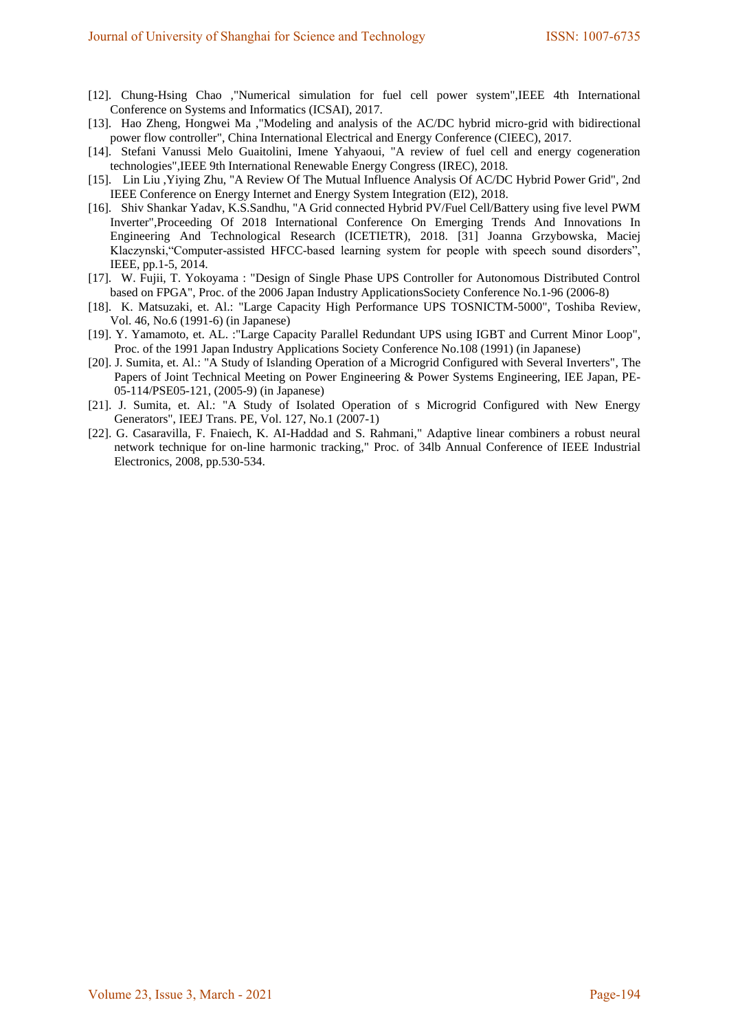[12]. Chung-Hsing Chao ,"Numerical simulation for fuel cell power system",IEEE 4th International Conference on Systems and Informatics (ICSAI), 2017.

[13]. Hao Zheng, Hongwei Ma ,"Modeling and analysis of the AC/DC hybrid micro-grid with bidirectional power flow controller", China International Electrical and Energy Conference (CIEEC), 2017.

[14]. Stefani Vanussi Melo Guaitolini, Imene Yahyaoui, "A review of fuel cell and energy cogeneration technologies",IEEE 9th International Renewable Energy Congress (IREC), 2018.

[15]. Lin Liu ,Yiying Zhu, "A Review Of The Mutual Influence Analysis Of AC/DC Hybrid Power Grid", 2nd IEEE Conference on Energy Internet and Energy System Integration (EI2), 2018.

[16]. Shiv Shankar Yadav, K.S.Sandhu, "A Grid connected Hybrid PV/Fuel Cell/Battery using five level PWM Inverter",Proceeding Of 2018 International Conference On Emerging Trends And Innovations In Engineering And Technological Research (ICETIETR), 2018. [31] Joanna Grzybowska, Maciej Klaczynski,"Computer-assisted HFCC-based learning system for people with speech sound disorders", IEEE, pp.1-5, 2014.

[17]. W. Fujii, T. Yokoyama : "Design of Single Phase UPS Controller for Autonomous Distributed Control based on FPGA", Proc. of the 2006 Japan Industry ApplicationsSociety Conference No.1-96 (2006-8)

[18]. K. Matsuzaki, et. Al.: "Large Capacity High Performance UPS TOSNICTM-5000", Toshiba Review, Vol. 46, No.6 (1991-6) (in Japanese)

[19]. Y. Yamamoto, et. AL. :"Large Capacity Parallel Redundant UPS using IGBT and Current Minor Loop", Proc. of the 1991 Japan Industry Applications Society Conference No.108 (1991) (in Japanese)

[20]. J. Sumita, et. Al.: "A Study of Islanding Operation of a Microgrid Configured with Several Inverters", The Papers of Joint Technical Meeting on Power Engineering & Power Systems Engineering, IEE Japan, PE-05-114/PSE05-121, (2005-9) (in Japanese)

[21]. J. Sumita, et. Al.: "A Study of Isolated Operation of s Microgrid Configured with New Energy Generators", IEEJ Trans. PE, Vol. 127, No.1 (2007-1)

[22]. G. Casaravilla, F. Fnaiech, K. AI-Haddad and S. Rahmani," Adaptive linear combiners a robust neural network technique for on-line harmonic tracking," Proc. of 34lb Annual Conference of IEEE Industrial Electronics, 2008, pp.530-534.